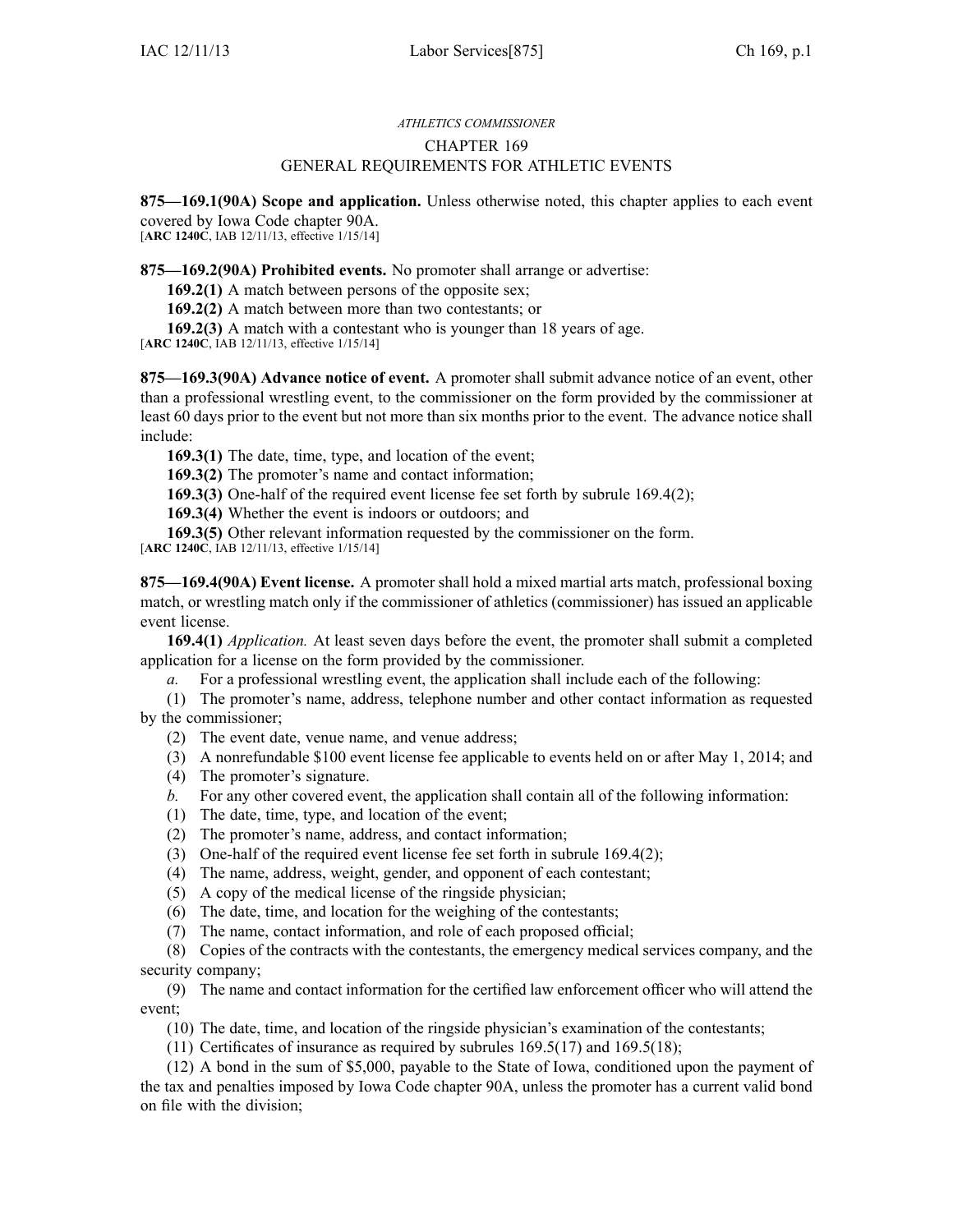*ATHLETICS COMMISSIONER*

# CHAPTER 169
# GENERAL REQUIREMENTS FOR ATHLETIC EVENTS

**875—169.1(90A) Scope and application.** Unless otherwise noted, this chapter applies to each event covered by Iowa Code chapter 90A.
[**ARC 1240C**, IAB 12/11/13, effective 1/15/14]

**875—169.2(90A) Prohibited events.** No promoter shall arrange or advertise:

**169.2(1)** A match between persons of the opposite sex;

**169.2(2)** A match between more than two contestants; or

**169.2(3)** A match with a contestant who is younger than 18 years of age.
[**ARC 1240C**, IAB 12/11/13, effective 1/15/14]

**875—169.3(90A) Advance notice of event.** A promoter shall submit advance notice of an event, other than a professional wrestling event, to the commissioner on the form provided by the commissioner at least 60 days prior to the event but not more than six months prior to the event. The advance notice shall include:

**169.3(1)** The date, time, type, and location of the event;

**169.3(2)** The promoter's name and contact information;

**169.3(3)** One-half of the required event license fee set forth by subrule 169.4(2);

**169.3(4)** Whether the event is indoors or outdoors; and

**169.3(5)** Other relevant information requested by the commissioner on the form.
[**ARC 1240C**, IAB 12/11/13, effective 1/15/14]

**875—169.4(90A) Event license.** A promoter shall hold a mixed martial arts match, professional boxing match, or wrestling match only if the commissioner of athletics (commissioner) has issued an applicable event license.

**169.4(1)** *Application.* At least seven days before the event, the promoter shall submit a completed application for a license on the form provided by the commissioner.

*a.* For a professional wrestling event, the application shall include each of the following:

(1) The promoter's name, address, telephone number and other contact information as requested by the commissioner;

(2) The event date, venue name, and venue address;

(3) A nonrefundable $100 event license fee applicable to events held on or after May 1, 2014; and

(4) The promoter's signature.

*b.* For any other covered event, the application shall contain all of the following information:

(1) The date, time, type, and location of the event;

(2) The promoter's name, address, and contact information;

(3) One-half of the required event license fee set forth in subrule 169.4(2);

(4) The name, address, weight, gender, and opponent of each contestant;

(5) A copy of the medical license of the ringside physician;

(6) The date, time, and location for the weighing of the contestants;

(7) The name, contact information, and role of each proposed official;

(8) Copies of the contracts with the contestants, the emergency medical services company, and the security company;

(9) The name and contact information for the certified law enforcement officer who will attend the event;

(10) The date, time, and location of the ringside physician's examination of the contestants;

(11) Certificates of insurance as required by subrules 169.5(17) and 169.5(18);

(12) A bond in the sum of $5,000, payable to the State of Iowa, conditioned upon the payment of the tax and penalties imposed by Iowa Code chapter 90A, unless the promoter has a current valid bond on file with the division;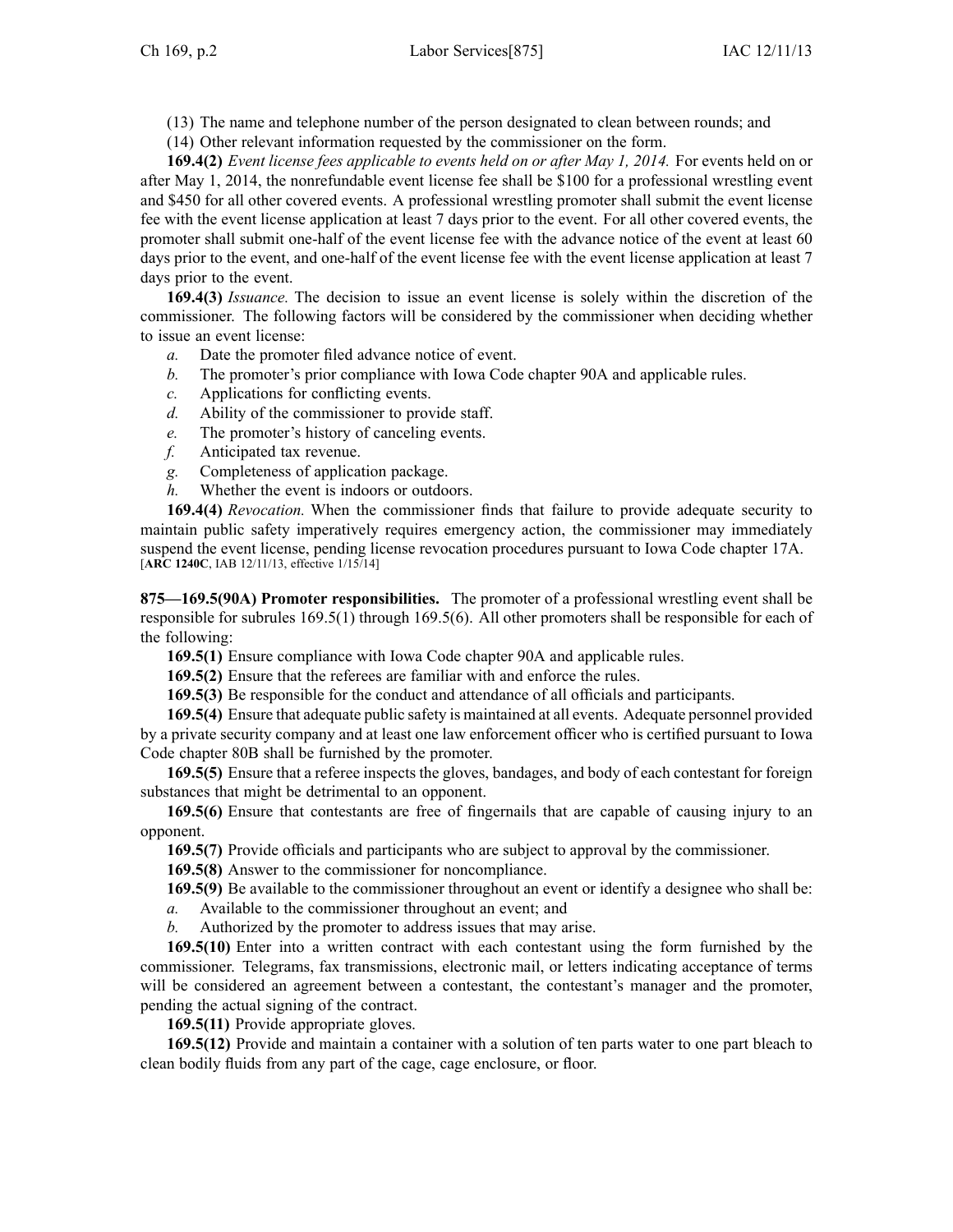(13) The name and telephone number of the person designated to clean between rounds; and

(14) Other relevant information requested by the commissioner on the form.

**169.4(2)** *Event license fees applicable to events held on or after May 1, 2014.* For events held on or after May 1, 2014, the nonrefundable event license fee shall be $100 for a professional wrestling event and $450 for all other covered events. A professional wrestling promoter shall submit the event license fee with the event license application at least 7 days prior to the event. For all other covered events, the promoter shall submit one-half of the event license fee with the advance notice of the event at least 60 days prior to the event, and one-half of the event license fee with the event license application at least 7 days prior to the event.

**169.4(3)** *Issuance.* The decision to issue an event license is solely within the discretion of the commissioner. The following factors will be considered by the commissioner when deciding whether to issue an event license:

*a.* Date the promoter filed advance notice of event.

*b.* The promoter's prior compliance with Iowa Code chapter 90A and applicable rules.

*c.* Applications for conflicting events.

*d.* Ability of the commissioner to provide staff.

*e.* The promoter's history of canceling events.

*f.* Anticipated tax revenue.

*g.* Completeness of application package.

*h.* Whether the event is indoors or outdoors.

**169.4(4)** *Revocation.* When the commissioner finds that failure to provide adequate security to maintain public safety imperatively requires emergency action, the commissioner may immediately suspend the event license, pending license revocation procedures pursuant to Iowa Code chapter 17A.
[**ARC 1240C**, IAB 12/11/13, effective 1/15/14]

**875—169.5(90A) Promoter responsibilities.** The promoter of a professional wrestling event shall be responsible for subrules 169.5(1) through 169.5(6). All other promoters shall be responsible for each of the following:

**169.5(1)** Ensure compliance with Iowa Code chapter 90A and applicable rules.

**169.5(2)** Ensure that the referees are familiar with and enforce the rules.

**169.5(3)** Be responsible for the conduct and attendance of all officials and participants.

**169.5(4)** Ensure that adequate public safety is maintained at all events. Adequate personnel provided by a private security company and at least one law enforcement officer who is certified pursuant to Iowa Code chapter 80B shall be furnished by the promoter.

**169.5(5)** Ensure that a referee inspects the gloves, bandages, and body of each contestant for foreign substances that might be detrimental to an opponent.

**169.5(6)** Ensure that contestants are free of fingernails that are capable of causing injury to an opponent.

**169.5(7)** Provide officials and participants who are subject to approval by the commissioner.

**169.5(8)** Answer to the commissioner for noncompliance.

**169.5(9)** Be available to the commissioner throughout an event or identify a designee who shall be:

*a.* Available to the commissioner throughout an event; and

*b.* Authorized by the promoter to address issues that may arise.

**169.5(10)** Enter into a written contract with each contestant using the form furnished by the commissioner. Telegrams, fax transmissions, electronic mail, or letters indicating acceptance of terms will be considered an agreement between a contestant, the contestant's manager and the promoter, pending the actual signing of the contract.

**169.5(11)** Provide appropriate gloves.

**169.5(12)** Provide and maintain a container with a solution of ten parts water to one part bleach to clean bodily fluids from any part of the cage, cage enclosure, or floor.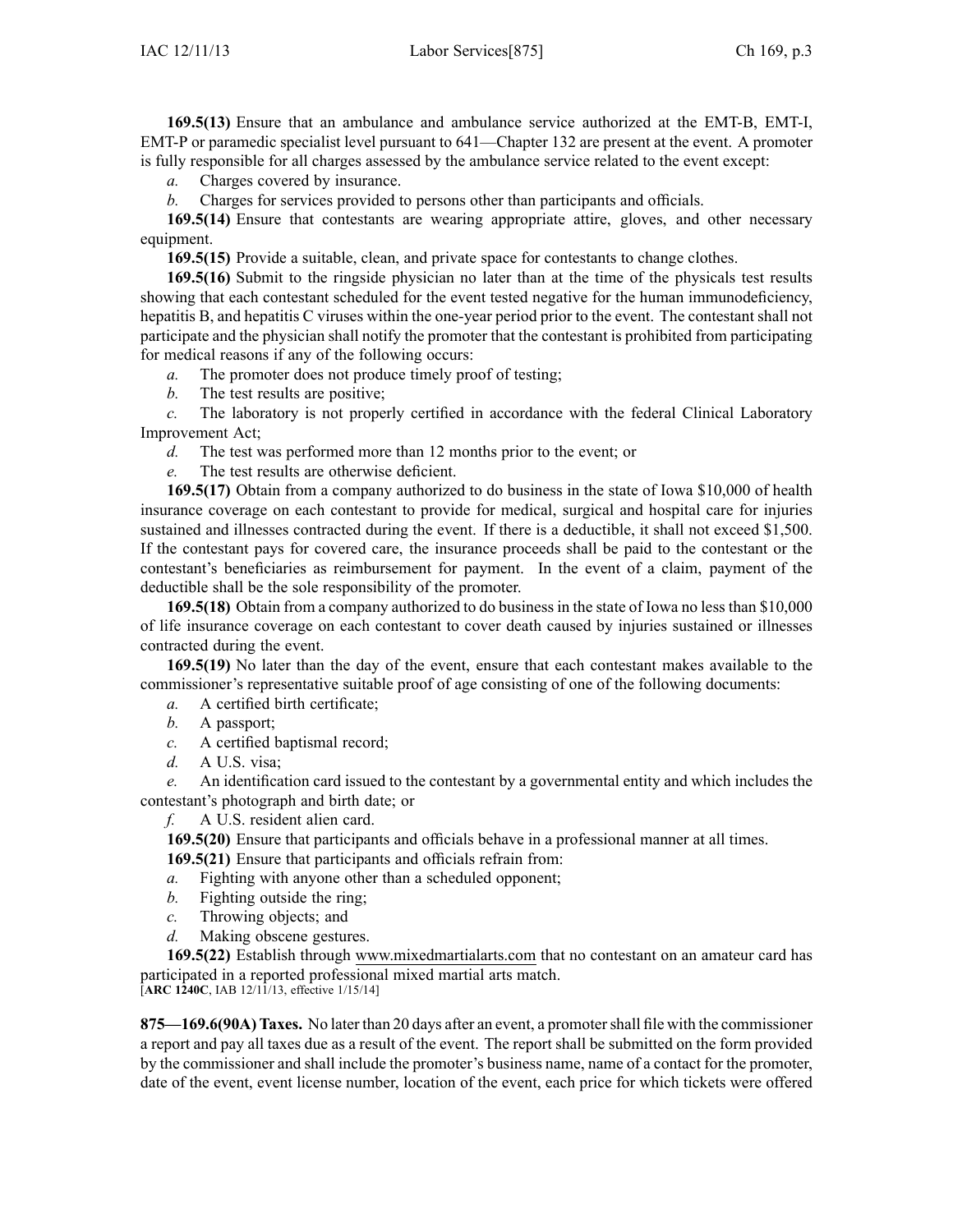**169.5(13)** Ensure that an ambulance and ambulance service authorized at the EMT-B, EMT-I, EMT-P or paramedic specialist level pursuant to 641—Chapter 132 are present at the event. A promoter is fully responsible for all charges assessed by the ambulance service related to the event except:

*a.* Charges covered by insurance.

*b.* Charges for services provided to persons other than participants and officials.

**169.5(14)** Ensure that contestants are wearing appropriate attire, gloves, and other necessary equipment.

**169.5(15)** Provide a suitable, clean, and private space for contestants to change clothes.

**169.5(16)** Submit to the ringside physician no later than at the time of the physicals test results showing that each contestant scheduled for the event tested negative for the human immunodeficiency, hepatitis B, and hepatitis C viruses within the one-year period prior to the event. The contestant shall not participate and the physician shall notify the promoter that the contestant is prohibited from participating for medical reasons if any of the following occurs:

*a.* The promoter does not produce timely proof of testing;

*b.* The test results are positive;

*c.* The laboratory is not properly certified in accordance with the federal Clinical Laboratory Improvement Act;

*d.* The test was performed more than 12 months prior to the event; or

*e.* The test results are otherwise deficient.

**169.5(17)** Obtain from a company authorized to do business in the state of Iowa $10,000 of health insurance coverage on each contestant to provide for medical, surgical and hospital care for injuries sustained and illnesses contracted during the event. If there is a deductible, it shall not exceed $1,500. If the contestant pays for covered care, the insurance proceeds shall be paid to the contestant or the contestant's beneficiaries as reimbursement for payment. In the event of a claim, payment of the deductible shall be the sole responsibility of the promoter.

**169.5(18)** Obtain from a company authorized to do business in the state of Iowa no less than $10,000 of life insurance coverage on each contestant to cover death caused by injuries sustained or illnesses contracted during the event.

**169.5(19)** No later than the day of the event, ensure that each contestant makes available to the commissioner's representative suitable proof of age consisting of one of the following documents:

*a.* A certified birth certificate;

*b.* A passport;

*c.* A certified baptismal record;

*d.* A U.S. visa;

*e.* An identification card issued to the contestant by a governmental entity and which includes the contestant's photograph and birth date; or

*f.* A U.S. resident alien card.

**169.5(20)** Ensure that participants and officials behave in a professional manner at all times.

**169.5(21)** Ensure that participants and officials refrain from:

*a.* Fighting with anyone other than a scheduled opponent;

*b.* Fighting outside the ring;

*c.* Throwing objects; and

*d.* Making obscene gestures.

**169.5(22)** Establish through www.mixedmartialarts.com that no contestant on an amateur card has participated in a reported professional mixed martial arts match.

[**ARC 1240C**, IAB 12/11/13, effective 1/15/14]

**875—169.6(90A) Taxes.** No later than 20 days after an event, a promoter shall file with the commissioner a report and pay all taxes due as a result of the event. The report shall be submitted on the form provided by the commissioner and shall include the promoter's business name, name of a contact for the promoter, date of the event, event license number, location of the event, each price for which tickets were offered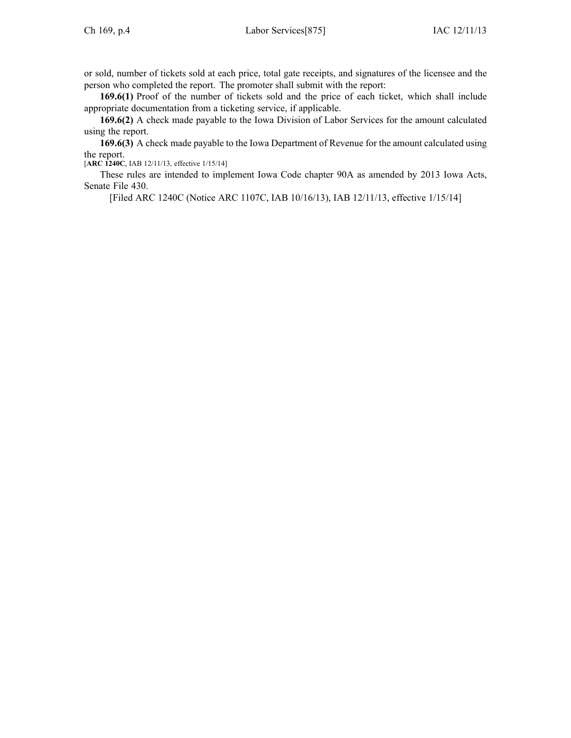or sold, number of tickets sold at each price, total gate receipts, and signatures of the licensee and the person who completed the report. The promoter shall submit with the report:

**169.6(1)** Proof of the number of tickets sold and the price of each ticket, which shall include appropriate documentation from a ticketing service, if applicable.

**169.6(2)** A check made payable to the Iowa Division of Labor Services for the amount calculated using the report.

**169.6(3)** A check made payable to the Iowa Department of Revenue for the amount calculated using the report.

[**ARC 1240C**, IAB 12/11/13, effective 1/15/14]

These rules are intended to implement Iowa Code chapter 90A as amended by 2013 Iowa Acts, Senate File 430.

[Filed ARC 1240C (Notice ARC 1107C, IAB 10/16/13), IAB 12/11/13, effective 1/15/14]